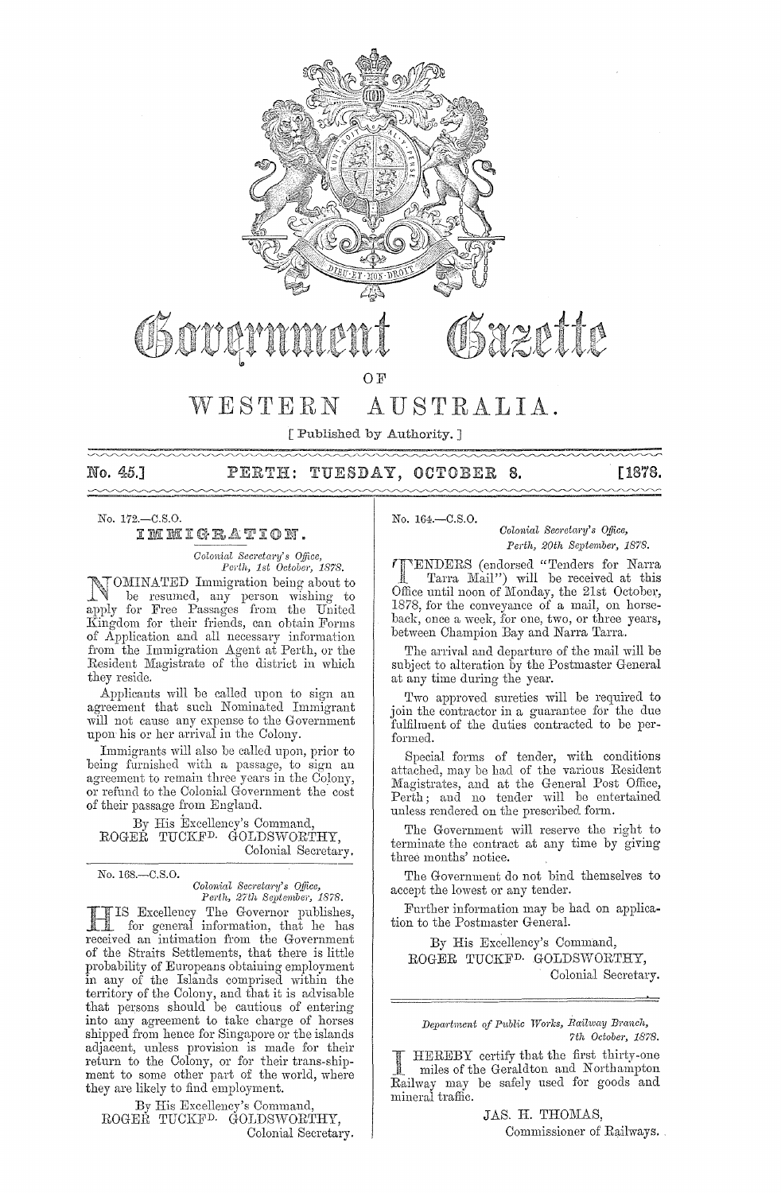# Government Gazette

OF

# WESTERN AUSTRALIA.

[ Published by Authority. ]

**No. 45.] PERTH: TUESDAY, OCTOBER 8. [1878.**

No. 172.—C.S.O.

## IMMIGRATION.

*Colonial Secretary's Office,*
*Perth, 1st October, 1878.*

NOMINATED Immigration being about to be resumed, any person wishing to apply for Free Passages from the United Kingdom for their friends, can obtain Forms of Application and all necessary information from the Immigration Agent at Perth, or the Resident Magistrate of the district in which they reside.

Applicants will be called upon to sign an agreement that such Nominated Immigrant will not cause any expense to the Government upon his or her arrival in the Colony.

Immigrants will also be called upon, prior to being furnished with a passage, to sign an agreement to remain three years in the Colony, or refund to the Colonial Government the cost of their passage from England.

By His Excellency's Command,
ROGER TUCKFD. GOLDSWORTHY,
Colonial Secretary.

---

No. 168.—C.S.O.

*Colonial Secretary's Office,*
*Perth, 27th September, 1878.*

HIS Excellency The Governor publishes, for general information, that he has received an intimation from the Government of the Straits Settlements, that there is little probability of Europeans obtaining employment in any of the Islands comprised within the territory of the Colony, and that it is advisable that persons should be cautious of entering into any agreement to take charge of horses shipped from hence for Singapore or the islands adjacent, unless provision is made for their return to the Colony, or for their trans-shipment to some other part of the world, where they are likely to find employment.

By His Excellency's Command,
ROGER TUCKFD. GOLDSWORTHY,
Colonial Secretary.

---

No. 164.—C.S.O.

*Colonial Secretary's Office,*
*Perth, 20th September, 1878.*

TENDERS (endorsed "Tenders for Narra Tarra Mail") will be received at this Office until noon of Monday, the 21st October, 1878, for the conveyance of a mail, on horseback, once a week, for one, two, or three years, between Champion Bay and Narra Tarra.

The arrival and departure of the mail will be subject to alteration by the Postmaster General at any time during the year.

Two approved sureties will be required to join the contractor in a guarantee for the due fulfilment of the duties contracted to be performed.

Special forms of tender, with conditions attached, may be had of the various Resident Magistrates, and at the General Post Office, Perth; and no tender will be entertained unless rendered on the prescribed form.

The Government will reserve the right to terminate the contract at any time by giving three months' notice.

The Government do not bind themselves to accept the lowest or any tender.

Further information may be had on application to the Postmaster General.

By His Excellency's Command,
ROGER TUCKFD. GOLDSWORTHY,
Colonial Secretary.

---

*Department of Public Works, Railway Branch,*
*7th October, 1878.*

I HEREBY certify that the first thirty-one miles of the Geraldton and Northampton Railway may be safely used for goods and mineral traffic.

JAS. H. THOMAS,
Commissioner of Railways.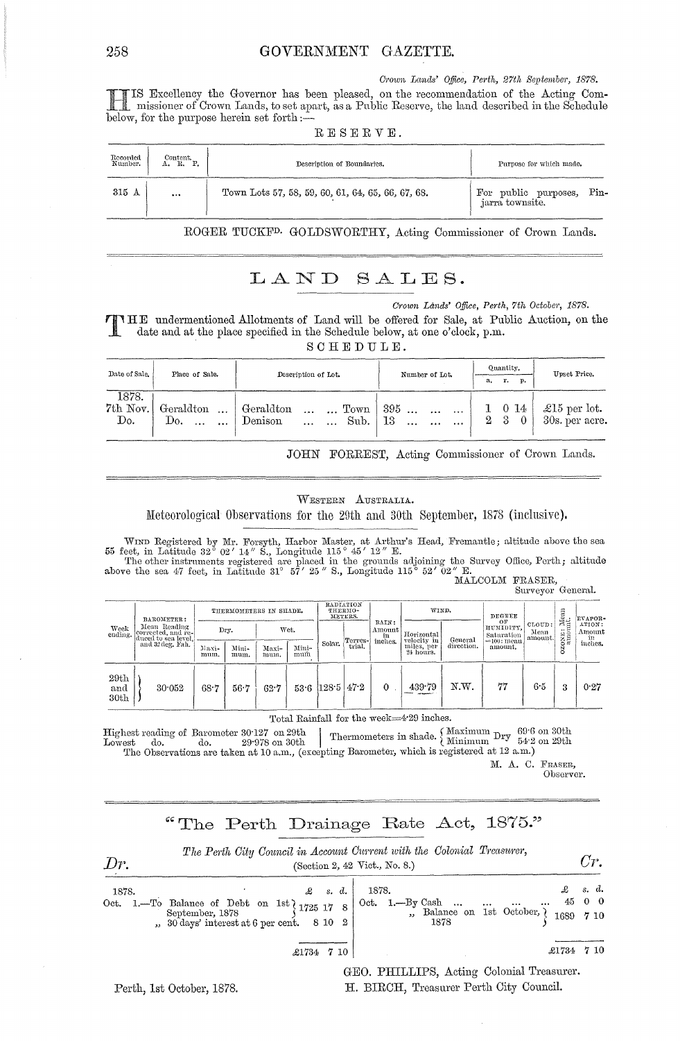*Crown Lands' Office, Perth, 27th September, 1878.*

HIS Excellency the Governor has been pleased, on the recommendation of the Acting Commissioner of Crown Lands, to set apart, as a Public Reserve, the land described in the Schedule below, for the purpose herein set forth:—

RESERVE.

| Recorded Number. | Content. A. R. P. | Description of Boundaries. | Purpose for which made. |
|---|---|---|---|
| 315 A | ... | Town Lots 57, 58, 59, 60, 61, 64, 65, 66, 67, 68. | For public purposes, Pinjarra townsite. |

ROGER TUCKFD. GOLDSWORTHY, Acting Commissioner of Crown Lands.

---

# LAND SALES.

*Crown Lands' Office, Perth, 7th October, 1878.*

THE undermentioned Allotments of Land will be offered for Sale, at Public Auction, on the date and at the place specified in the Schedule below, at one o'clock, p.m.

SCHEDULE.

| Date of Sale. | Place of Sale. | Description of Lot. | Number of Lot. | Quantity. a. | r. | p. | Upset Price. |
|---|---|---|---|---|---|---|---|
| 1878. 7th Nov. | Geraldton ... | Geraldton ... ... Town | 395 ... ... ... | 1 | 0 | 14 | £15 per lot. |
| Do. | Do. ... ... | Denison ... ... Sub. | 13 ... ... ... | 2 | 3 | 0 | 30s. per acre. |

JOHN FORREST, Acting Commissioner of Crown Lands.

---

WESTERN AUSTRALIA.

## Meteorological Observations for the 29th and 30th September, 1878 (inclusive).

WIND Registered by Mr. Forsyth, Harbor Master, at Arthur's Head, Fremantle; altitude above the sea 55 feet, in Latitude 32° 02′ 14″ S., Longitude 115° 45′ 12″ E.

The other instruments registered are placed in the grounds adjoining the Survey Office, Perth; altitude above the sea 47 feet, in Latitude 31° 57′ 25″ S., Longitude 115° 52′ 02″ E.

MALCOLM FRASER,
Surveyor General.

| Week ending. | BAROMETER: Mean Reading corrected, and reduced to sea level, and 32 deg. Fah. | THERMOMETERS IN SHADE. Dry. Maximum. | Dry. Minimum. | Wet. Maximum. | Wet. Minimum. | RADIATION THERMOMETERS. Solar. | Terrestrial. | RAIN: Amount in inches. | WIND. Horizontal velocity in miles, per 24 hours. | General direction. | DEGREE OF HUMIDITY, Saturation =100: mean amount. | CLOUD: Mean amount. | OZONE: Mean amount. | EVAPORATION: Amount in inches. |
|---|---|---|---|---|---|---|---|---|---|---|---|---|---|---|
| 29th and 30th | 30·052 | 68·7 | 56·7 | 62·7 | 53·6 | 128·5 | 47·2 | 0 | 439·79 | N.W. | 77 | 6·5 | 3 | 0·27 |

Total Rainfall for the week=4·29 inches.

Highest reading of Barometer 30·127 on 29th | Thermometers in shade. { Maximum Dry 69·6 on 30th
Lowest do. do. 29·978 on 30th | { Minimum Dry 54·2 on 29th

The Observations are taken at 10 a.m., (excepting Barometer, which is registered at 12 a.m.)

M. A. C. FRASER,
Observer.

---

## "The Perth Drainage Rate Act, 1875."

*The Perth City Council in Account Current with the Colonial Treasurer,*
(Section 2, 42 Vict., No. 8.)

| Dr. | £ | s. | d. | Cr. | £ | s. | d. |
|---|---|---|---|---|---|---|---|
| 1878. | | | | 1878. | | | |
| Oct. 1.—To Balance of Debt on 1st September, 1878 | 1725 | 17 | 8 | Oct. 1.—By Cash ... ... ... ... | 45 | 0 | 0 |
| „ 30 days' interest at 6 per cent. | 8 | 10 | 2 | „ Balance on 1st October, 1878 | 1689 | 7 | 10 |
| | £1734 | 7 | 10 | | £1734 | 7 | 10 |

GEO. PHILLIPS, Acting Colonial Treasurer.
H. BIRCH, Treasurer Perth City Council.

Perth, 1st October, 1878.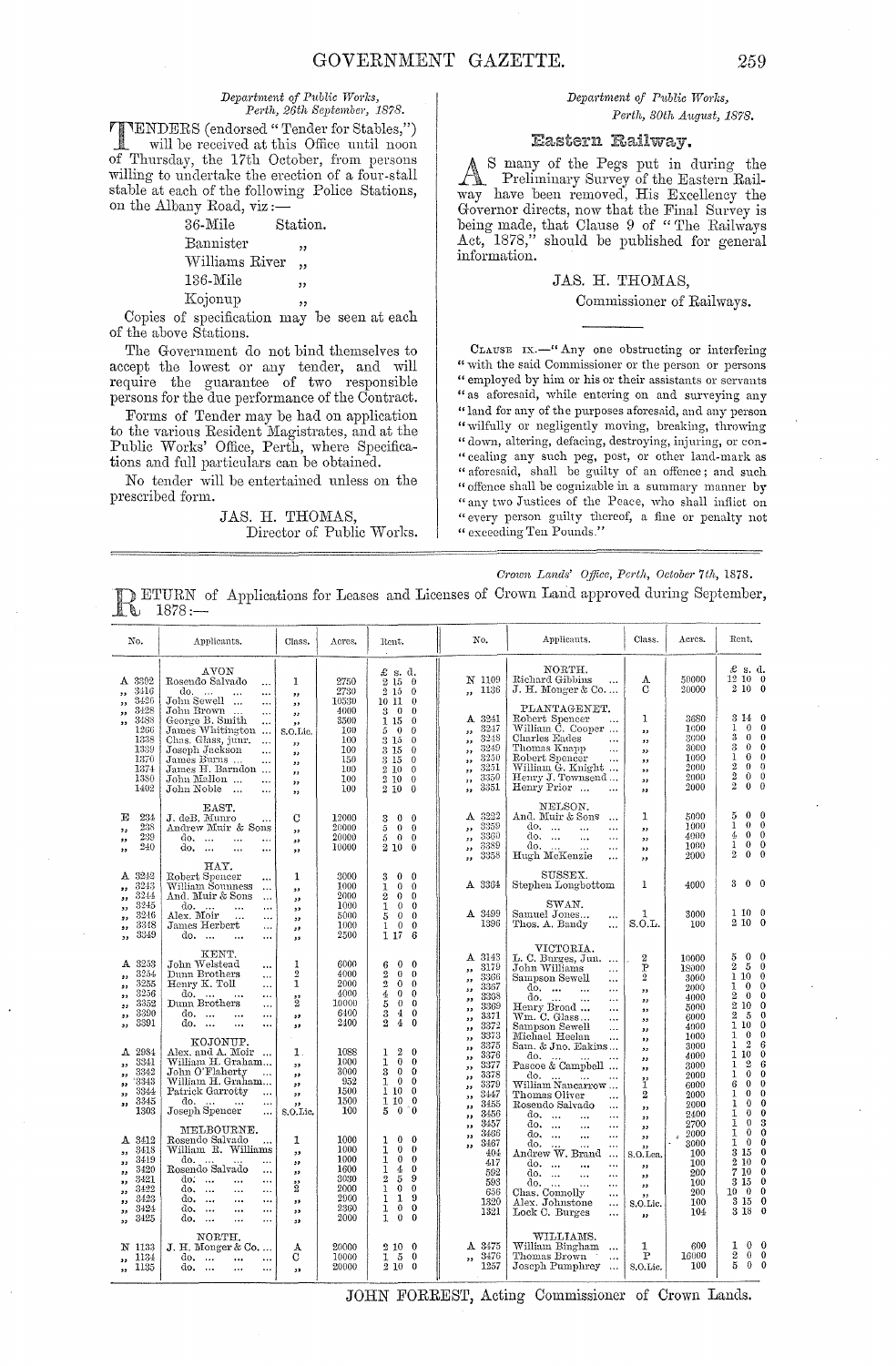*Department of Public Works,*
*Perth, 26th September, 1878.*

TENDERS (endorsed "Tender for Stables,") will be received at this Office until noon of Thursday, the 17th October, from persons willing to undertake the erection of a four-stall stable at each of the following Police Stations, on the Albany Road, viz:—

36-Mile Station.
Bannister "
Williams River "
136-Mile "
Kojonup "

Copies of specification may be seen at each of the above Stations.

The Government do not bind themselves to accept the lowest or any tender, and will require the guarantee of two responsible persons for the due performance of the Contract.

Forms of Tender may be had on application to the various Resident Magistrates, and at the Public Works' Office, Perth, where Specifications and full particulars can be obtained.

No tender will be entertained unless on the prescribed form.

JAS. H. THOMAS,
Director of Public Works.

*Department of Public Works,*
*Perth, 30th August, 1878.*

## Eastern Railway.

AS many of the Pegs put in during the Preliminary Survey of the Eastern Railway have been removed, His Excellency the Governor directs, now that the Final Survey is being made, that Clause 9 of "The Railways Act, 1878," should be published for general information.

JAS. H. THOMAS,
Commissioner of Railways.

CLAUSE IX.—"Any one obstructing or interfering "with the said Commissioner or the person or persons "employed by him or his or their assistants or servants "as aforesaid, while entering on and surveying any "land for any of the purposes aforesaid, and any person "wilfully or negligently moving, breaking, throwing "down, altering, defacing, destroying, injuring, or con-"cealing any such peg, post, or other land-mark as "aforesaid, shall be guilty of an offence; and such "offence shall be cognizable in a summary manner by "any two Justices of the Peace, who shall inflict on "every person guilty thereof, a fine or penalty not "exceeding Ten Pounds."

*Crown Lands' Office, Perth, October 7th, 1878.*

RETURN of Applications for Leases and Licenses of Crown Land approved during September, 1878:—

| No. | Applicants. | Class. | Acres. | Rent. £ s. d. |
|---|---|---|---|---|
| | **AVON** | | | |
| A 3392 | Rosendo Salvado | 1 | 2750 | 2 15 0 |
| " 3416 | do. | " | 2730 | 2 15 0 |
| " 3426 | John Sewell | " | 10530 | 10 11 0 |
| " 3428 | John Brown | " | 4000 | 3 0 0 |
| " 3488 | George B. Smith | " | 3500 | 1 15 0 |
| 1266 | James Whitington | S.O.Lic. | 100 | 5 0 0 |
| 1338 | Chas. Glass, junr. | " | 100 | 3 15 0 |
| 1339 | Joseph Jackson | " | 100 | 3 15 0 |
| 1370 | James Burns | " | 150 | 3 15 0 |
| 1374 | James H. Barndon | " | 100 | 2 10 0 |
| 1380 | John Mallon | " | 100 | 2 10 0 |
| 1402 | John Noble | " | 100 | 2 10 0 |
| | **EAST.** | | | |
| E 234 | J. deB. Munro | C | 12000 | 3 0 0 |
| " 238 | Andrew Muir & Sons | " | 20000 | 5 0 0 |
| " 239 | do. | " | 20000 | 5 0 0 |
| " 240 | do. | " | 10000 | 2 10 0 |
| | **HAY.** | | | |
| A 3242 | Robert Spencer | 1 | 3000 | 3 0 0 |
| " 3243 | William Sounness | " | 1000 | 1 0 0 |
| " 3244 | And. Muir & Sons | " | 2000 | 2 0 0 |
| " 3245 | do. | " | 1000 | 1 0 0 |
| " 3246 | Alex. Moir | " | 5000 | 5 0 0 |
| " 3348 | James Herbert | " | 1000 | 1 0 0 |
| " 3349 | do. | " | 2500 | 1 17 6 |
| | **KENT.** | | | |
| A 3253 | John Welstead | 1 | 6000 | 6 0 0 |
| " 3254 | Dunn Brothers | 2 | 4000 | 2 0 0 |
| " 3255 | Henry K. Toll | 1 | 2000 | 2 0 0 |
| " 3256 | do. | " | 4000 | 4 0 0 |
| " 3352 | Dunn Brothers | 2 | 10000 | 5 0 0 |
| " 3390 | do. | " | 6400 | 3 4 0 |
| " 3391 | do. | " | 2400 | 2 4 0 |
| | **KOJONUP.** | | | |
| A 2984 | Alex. and A. Moir | 1 | 1088 | 1 2 0 |
| " 3341 | William H. Graham | " | 1000 | 1 0 0 |
| " 3342 | John O'Flaherty | " | 3000 | 3 0 0 |
| " 3343 | William H. Graham | " | 952 | 1 0 0 |
| " 3344 | Patrick Garrotty | " | 1500 | 1 10 0 |
| " 3345 | do. | " | 1500 | 1 10 0 |
| 1303 | Joseph Spencer | S.O.Lic. | 100 | 5 0 0 |
| | **MELBOURNE.** | | | |
| A 3412 | Rosendo Salvado | 1 | 1000 | 1 0 0 |
| " 3418 | William R. Williams | " | 1000 | 1 0 0 |
| " 3419 | do. | " | 1000 | 1 0 0 |
| " 3420 | Rosendo Salvado | " | 1600 | 1 4 0 |
| " 3421 | do. | " | 3030 | 2 5 9 |
| " 3422 | do. | 2 | 2000 | 1 0 0 |
| " 3423 | do. | " | 2000 | 1 1 9 |
| " 3424 | do. | " | 2360 | 1 0 0 |
| " 3425 | do. | " | 2000 | 1 0 0 |
| | **NORTH.** | | | |
| N 1133 | J. H. Monger & Co. | A | 20000 | 2 10 0 |
| " 1134 | do. | C | 10000 | 1 5 0 |
| " 1135 | do. | " | 20000 | 2 10 0 |
| N 1109 | Richard Gibbins | A | 50000 | 12 10 0 |
| " 1136 | J. H. Monger & Co. | C | 20000 | 2 10 0 |
| | **PLANTAGENET.** | | | |
| A 3241 | Robert Spencer | 1 | 3680 | 3 14 0 |
| " 3247 | William C. Cooper | " | 1000 | 1 0 0 |
| " 3248 | Charles Eades | " | 3000 | 3 0 0 |
| " 3249 | Thomas Knapp | " | 3000 | 3 0 0 |
| " 3250 | Robert Spencer | " | 1000 | 1 0 0 |
| " 3251 | William G. Knight | " | 2000 | 2 0 0 |
| " 3350 | Henry J. Townsend | " | 2000 | 2 0 0 |
| " 3351 | Henry Prior | " | 2000 | 2 0 0 |
| | **NELSON.** | | | |
| A 3222 | And. Muir & Sons | 1 | 5000 | 5 0 0 |
| " 3359 | do. | " | 1000 | 1 0 0 |
| " 3360 | do. | " | 4000 | 4 0 0 |
| " 3389 | do. | " | 1000 | 1 0 0 |
| " 3358 | Hugh McKenzie | " | 2000 | 2 0 0 |
| | **SUSSEX.** | | | |
| A 3364 | Stephen Longbottom | 1 | 4000 | 3 0 0 |
| | **SWAN.** | | | |
| A 3499 | Samuel Jones | 1 | 3000 | 1 10 0 |
| 1396 | Thos. A. Bandy | S.O.L. | 100 | 2 10 0 |
| | **VICTORIA.** | | | |
| A 3143 | L. C. Burges, Jun. | 2 | 10000 | 5 0 0 |
| " 3179 | John Williams | P | 18000 | 2 5 0 |
| " 3366 | Sampson Sewell | 2 | 3000 | 1 10 0 |
| " 3367 | do. | " | 2000 | 1 0 0 |
| " 3368 | do. | " | 4000 | 2 0 0 |
| " 3369 | Henry Broad | " | 5000 | 2 10 0 |
| " 3371 | Wm. C. Glass | " | 6000 | 2 5 0 |
| " 3372 | Sampson Sewell | " | 4000 | 1 10 0 |
| " 3373 | Michael Heelan | " | 1000 | 1 0 0 |
| " 3375 | Sam. & Jno. Eakins | " | 3000 | 1 2 6 |
| " 3376 | do. | " | 4000 | 1 10 0 |
| " 3377 | Pascoe & Campbell | " | 3000 | 1 2 6 |
| " 3378 | do. | " | 2000 | 1 0 0 |
| " 3379 | William Nancarrow | 1 | 6000 | 6 0 0 |
| " 3447 | Thomas Oliver | 2 | 2000 | 1 0 0 |
| " 3455 | Rosendo Salvado | " | 2000 | 1 0 0 |
| " 3456 | do. | " | 2400 | 1 0 0 |
| " 3457 | do. | " | 2700 | 1 0 3 |
| " 3466 | do. | " | 2000 | 1 0 0 |
| " 3467 | do. | " | 3000 | 1 0 0 |
| 404 | Andrew W. Brand | S.O.Lea. | 100 | 3 15 0 |
| 417 | do. | " | 100 | 2 10 0 |
| 592 | do. | " | 200 | 7 10 0 |
| 593 | do. | " | 100 | 3 15 0 |
| 656 | Chas. Connolly | " | 200 | 10 0 0 |
| 1320 | Alex. Johnstone | S.O.Lic. | 100 | 3 15 0 |
| 1321 | Lock C. Burges | " | 104 | 3 18 0 |
| | **WILLIAMS.** | | | |
| A 3475 | William Bingham | 1 | 600 | 1 0 0 |
| " 3476 | Thomas Brown | P | 16000 | 2 0 0 |
| 1257 | Joseph Pumphrey | S.O.Lic. | 100 | 5 0 0 |

JOHN FORREST, Acting Commissioner of Crown Lands.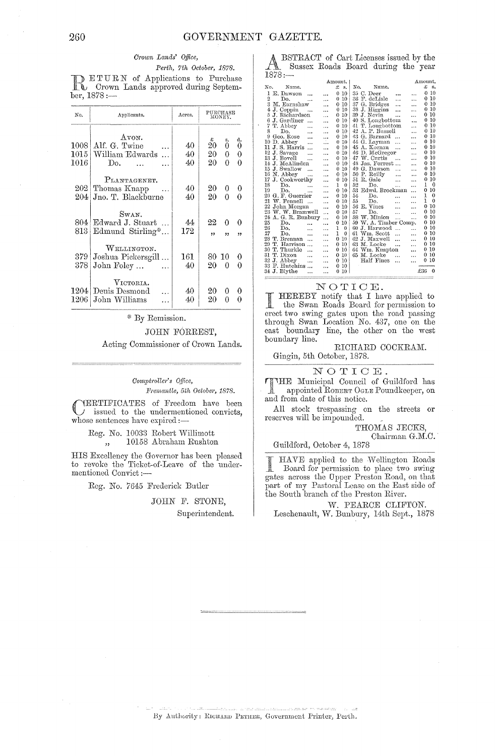*Crown Lands' Office,*
*Perth, 7th October, 1878.*

RETURN of Applications to Purchase Crown Lands approved during September, 1878:—

| No. | Applicants. | Acres. | Purchase Money. | | |
|---|---|---|---|---|---|
| | | | £ | s. | d. |
| | AVON. | | | | |
| 1008 | Alf. G. Twine ... | 40 | 20 | 0 | 0 |
| 1015 | William Edwards ... | 40 | 20 | 0 | 0 |
| 1016 | Do. ... ... | 40 | 20 | 0 | 0 |
| | PLANTAGENET. | | | | |
| 202 | Thomas Knapp | 40 | 20 | 0 | 0 |
| 204 | Jno. T. Blackburne | 40 | 20 | 0 | 0 |
| | SWAN. | | | | |
| 804 | Edward J. Stuart ... | 44 | 22 | 0 | 0 |
| 813 | Edmund Stirling*... | 172 | „ | „ | „ |
| | WELLINGTON. | | | | |
| 379 | Joshua Pickersgill ... | 161 | 80 | 10 | 0 |
| 378 | John Foley ... ... | 40 | 20 | 0 | 0 |
| | VICTORIA. | | | | |
| 1204 | Denis Desmond ... | 40 | 20 | 0 | 0 |
| 1206 | John Williams ... | 40 | 20 | 0 | 0 |

\* By Remission.

JOHN FORREST,
Acting Commissioner of Crown Lands.

---

*Comptroller's Office,*
*Fremantle, 5th October, 1878.*

CERTIFICATES of Freedom have been issued to the undermentioned convicts, whose sentences have expired:—

Reg. No. 10033 Robert Willimott
„ 10158 Abraham Rushton

HIS Excellency the Governor has been pleased to revoke the Ticket-of-Leave of the undermentioned Convict:—

Reg. No. 7645 Frederick Butler

JOHN F. STONE,
Superintendent.

---

ABSTRACT of Cart Licenses issued by the Sussex Roads Board during the year 1878:—

| No. | Name. | Amount. £ s. | No. | Name. | Amount. £ s. |
|---|---|---|---|---|---|
| 1 | E. Dawson ... | 0 10 | 35 | C. Deer ... | 0 10 |
| 2 | Do. ... | 0 10 | 36 | F. deLisle ... | 0 10 |
| 3 | M. Earnshaw ... | 0 10 | 37 | G. Bridges ... | 0 10 |
| 4 | J. Coppin ... | 0 10 | 38 | J. Higgins ... | 0 10 |
| 5 | J. Richardson ... | 0 10 | 39 | J. Nevin ... | 0 10 |
| 6 | J. Gardiner ... | 0 10 | 40 | S. Longbottom ... | 0 10 |
| 7 | T. Abbey ... | 0 10 | 41 | T. Longbottom ... | 0 10 |
| 8 | Do. ... | 0 10 | 42 | A. P. Bussell ... | 0 10 |
| 9 | Geo. Rose ... | 0 10 | 43 | G. Barnard ... | 0 10 |
| 10 | D. Abbey ... | 0 10 | 44 | G. Layman ... | 0 10 |
| 11 | J. S. Harris ... | 0 10 | 45 | A. Keenan ... | 0 10 |
| 12 | J. Savage ... | 0 10 | 46 | D. McGregor ... | 0 10 |
| 13 | J. Bovell ... | 0 10 | 47 | W. Curtis ... | 0 10 |
| 14 | J. McAlinden ... | 0 10 | 48 | Jas. Forrest ... | 0 10 |
| 15 | J. Swallow ... | 0 10 | 49 | G. Dawson ... | 0 10 |
| 16 | N. Abbey ... | 0 10 | 50 | P. Reilly ... | 0 10 |
| 17 | J. Cookworthy ... | 0 10 | 51 | R. Gale ... | 0 10 |
| 18 | Do. ... | 1 0 | 52 | Do. ... | 1 0 |
| 19 | Do. ... | 0 10 | 53 | Edwd. Brockman ... | 0 10 |
| 20 | G. F. Guerrier ... | 0 10 | 54 | Do. ... | 1 0 |
| 21 | W. Fennell ... | 0 10 | 55 | Do. ... | 1 0 |
| 22 | John Morgan ... | 0 10 | 56 | E. Vines ... | 0 10 |
| 23 | W. W. Bramwell ... | 0 10 | 57 | Do. ... | 0 10 |
| 24 | A. G. R. Bunbury ... | 0 10 | 58 | W. Minion ... | 0 10 |
| 25 | Do. ... | 0 10 | 59 | W. A. Timber Comp. | 0 10 |
| 26 | Do. ... | 1 0 | 60 | J. Harwood ... | 0 10 |
| 27 | Do. ... | 1 0 | 61 | Wm. Scott ... | 0 10 |
| 28 | T. Brennan ... | 0 10 | 62 | J. Maxwell ... | 0 10 |
| 29 | T. Harrison ... | 0 10 | 63 | M. Locke ... | 0 10 |
| 30 | T. Thurkle ... | 0 10 | 64 | Wm. Knapton ... | 0 10 |
| 31 | T. Dixon ... | 0 10 | 65 | M. Locke ... | 0 10 |
| 32 | J. Abbey ... | 0 10 | | Half Fines ... | 0 10 |
| 33 | F. Hutchins ... | 0 10 | | | |
| 34 | J. Blythe ... | 0 10 | | | £36 0 |

---

# NOTICE.

I HEREBY notify that I have applied to the Swan Roads Board for permission to erect two swing gates upon the road passing through Swan Location No. 437, one on the east boundary line, the other on the west boundary line.

RICHARD COCKRAM.

Gingin, 5th October, 1878.

---

# NOTICE.

THE Municipal Council of Guildford has appointed ROBERT OGLE Poundkeeper, on and from date of this notice.

All stock trespassing on the streets or reserves will be impounded.

THOMAS JECKS,
Chairman G.M.C.

Guildford, October 4, 1878

---

I HAVE applied to the Wellington Roads Board for permission to place two swing gates across the Upper Preston Road, on that part of my Pastoral Lease on the East side of the South branch of the Preston River.

W. PEARCE CLIFTON.

Leschenault, W. Bunbury, 14th Sept., 1878

---

By Authority: RICHARD PETHER, Government Printer, Perth.